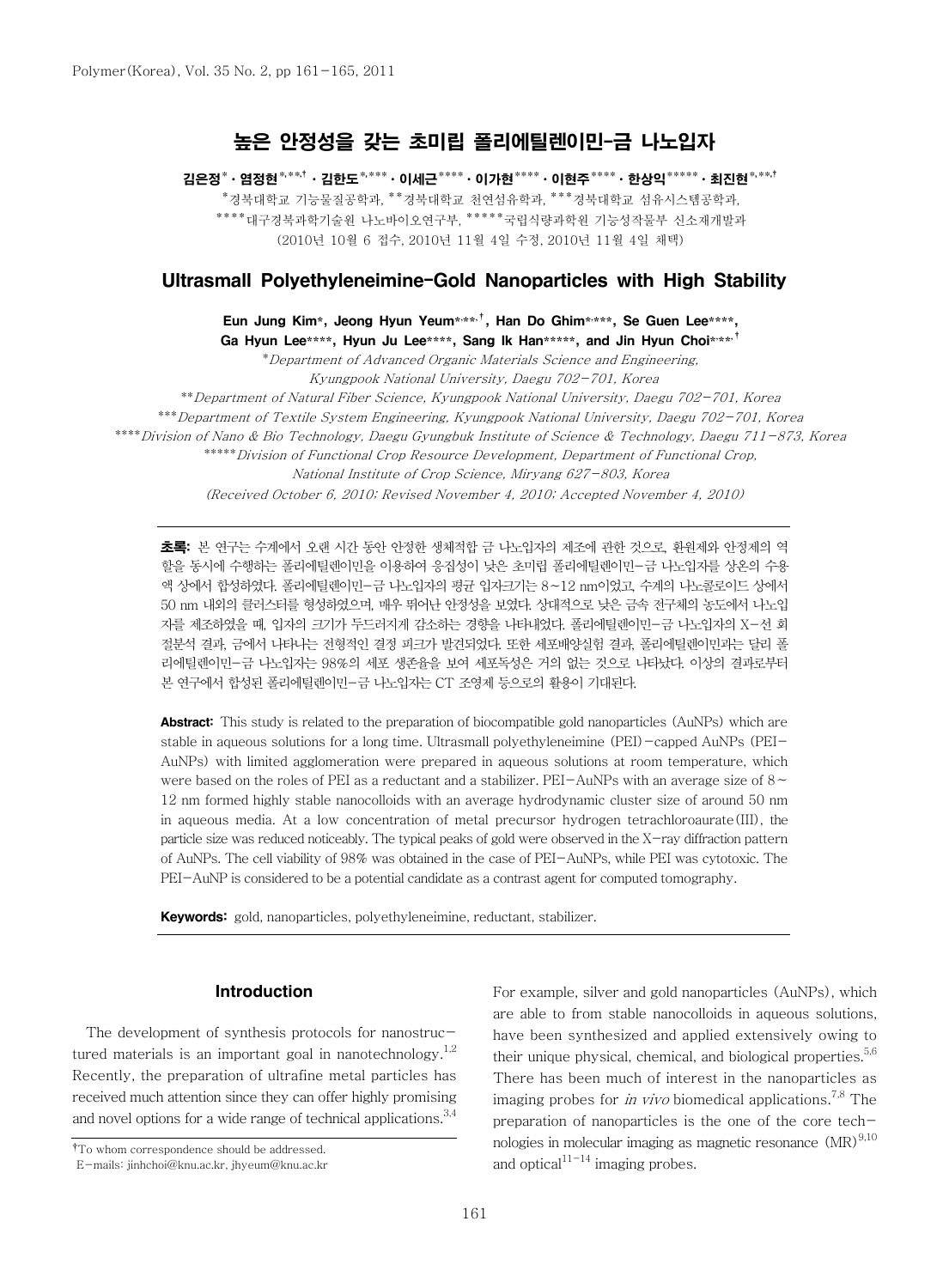# 높은 안정성을 갖는 초미립 폴리에틸렌이민-금 나노입자

**김은정[*] · 염정현[*,**,†] · 김한도[*,***] · 이세근[****] · 이가현[****] · 이현주[****] · 한상익[*****] · 최진현[*,**,†]**

[*]경북대학교 기능물질공학과, [**]경북대학교 천연섬유학과, [***]경북대학교 섬유시스템공학과,
[****]대구경북과학기술원 나노바이오연구부, [*****]국립식량과학원 기능성작물부 신소재개발과
(2010년 10월 6 접수, 2010년 11월 4일 수정, 2010년 11월 4일 채택)

## Ultrasmall Polyethyleneimine-Gold Nanoparticles with High Stability

**Eun Jung Kim[*], Jeong Hyun Yeum[*,**,†], Han Do Ghim[*,***], Se Guen Lee[****], Ga Hyun Lee[****], Hyun Ju Lee[****], Sang Ik Han[*****], and Jin Hyun Choi[*,**,†]**

[*]*Department of Advanced Organic Materials Science and Engineering, Kyungpook National University, Daegu 702-701, Korea*
[**]*Department of Natural Fiber Science, Kyungpook National University, Daegu 702-701, Korea*
[***]*Department of Textile System Engineering, Kyungpook National University, Daegu 702-701, Korea*
[****]*Division of Nano & Bio Technology, Daegu Gyungbuk Institute of Science & Technology, Daegu 711-873, Korea*
[*****]*Division of Functional Crop Resource Development, Department of Functional Crop, National Institute of Crop Science, Miryang 627-803, Korea*
*(Received October 6, 2010; Revised November 4, 2010; Accepted November 4, 2010)*

**초록:** 본 연구는 수계에서 오랜 시간 동안 안정한 생체적합 금 나노입자의 제조에 관한 것으로, 환원제와 안정제의 역할을 동시에 수행하는 폴리에틸렌이민을 이용하여 응집성이 낮은 초미립 폴리에틸렌이민-금 나노입자를 상온의 수용액 상에서 합성하였다. 폴리에틸렌이민-금 나노입자의 평균 입자크기는 8~12 nm이었고, 수계의 나노콜로이드 상에서 50 nm 내외의 클러스터를 형성하였으며, 매우 뛰어난 안정성을 보였다. 상대적으로 낮은 금속 전구체의 농도에서 나노입자를 제조하였을 때, 입자의 크기가 두드러지게 감소하는 경향을 나타내었다. 폴리에틸렌이민-금 나노입자의 X-선 회절분석 결과, 금에서 나타나는 전형적인 결정 피크가 발견되었다. 또한 세포배양실험 결과, 폴리에틸렌이민과는 달리 폴리에틸렌이민-금 나노입자는 98%의 세포 생존율을 보여 세포독성은 거의 없는 것으로 나타났다. 이상의 결과로부터 본 연구에서 합성된 폴리에틸렌이민-금 나노입자는 CT 조영제 등으로의 활용이 기대된다.

**Abstract:** This study is related to the preparation of biocompatible gold nanoparticles (AuNPs) which are stable in aqueous solutions for a long time. Ultrasmall polyethyleneimine (PEI)-capped AuNPs (PEI-AuNPs) with limited agglomeration were prepared in aqueous solutions at room temperature, which were based on the roles of PEI as a reductant and a stabilizer. PEI-AuNPs with an average size of 8~12 nm formed highly stable nanocolloids with an average hydrodynamic cluster size of around 50 nm in aqueous media. At a low concentration of metal precursor hydrogen tetrachloroaurate(III), the particle size was reduced noticeably. The typical peaks of gold were observed in the X-ray diffraction pattern of AuNPs. The cell viability of 98% was obtained in the case of PEI-AuNPs, while PEI was cytotoxic. The PEI-AuNP is considered to be a potential candidate as a contrast agent for computed tomography.

**Keywords:** gold, nanoparticles, polyethyleneimine, reductant, stabilizer.

## Introduction

The development of synthesis protocols for nanostructured materials is an important goal in nanotechnology.[1,2] Recently, the preparation of ultrafine metal particles has received much attention since they can offer highly promising and novel options for a wide range of technical applications.[3,4] For example, silver and gold nanoparticles (AuNPs), which are able to from stable nanocolloids in aqueous solutions, have been synthesized and applied extensively owing to their unique physical, chemical, and biological properties.[5,6] There has been much of interest in the nanoparticles as imaging probes for *in vivo* biomedical applications.[7,8] The preparation of nanoparticles is the one of the core technologies in molecular imaging as magnetic resonance (MR)[9,10] and optical[11-14] imaging probes.

†To whom correspondence should be addressed.
E-mails: jinhchoi@knu.ac.kr, jhyeum@knu.ac.kr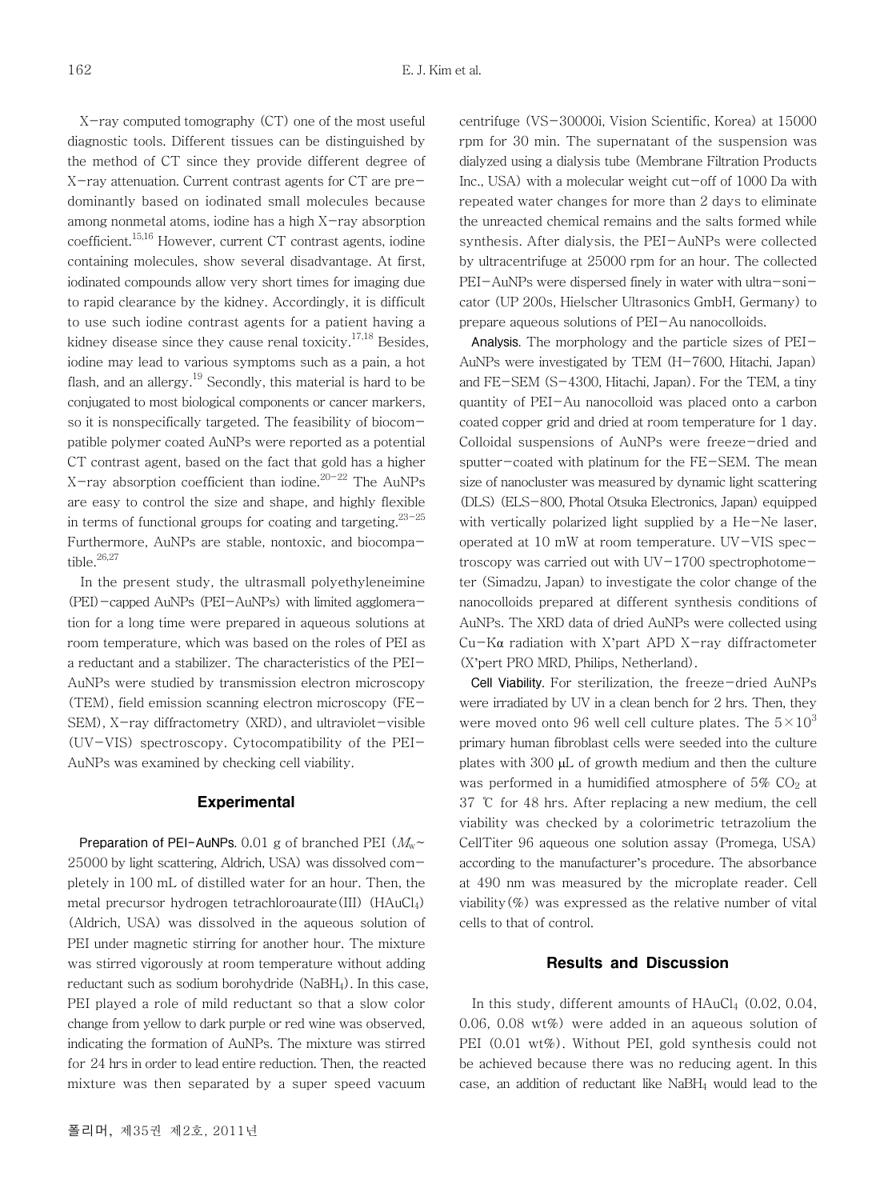X-ray computed tomography (CT) one of the most useful diagnostic tools. Different tissues can be distinguished by the method of CT since they provide different degree of X-ray attenuation. Current contrast agents for CT are predominantly based on iodinated small molecules because among nonmetal atoms, iodine has a high X-ray absorption coefficient.[15,16] However, current CT contrast agents, iodine containing molecules, show several disadvantage. At first, iodinated compounds allow very short times for imaging due to rapid clearance by the kidney. Accordingly, it is difficult to use such iodine contrast agents for a patient having a kidney disease since they cause renal toxicity.[17,18] Besides, iodine may lead to various symptoms such as a pain, a hot flash, and an allergy.[19] Secondly, this material is hard to be conjugated to most biological components or cancer markers, so it is nonspecifically targeted. The feasibility of biocompatible polymer coated AuNPs were reported as a potential CT contrast agent, based on the fact that gold has a higher X-ray absorption coefficient than iodine.[20-22] The AuNPs are easy to control the size and shape, and highly flexible in terms of functional groups for coating and targeting.[23-25] Furthermore, AuNPs are stable, nontoxic, and biocompatible.[26,27]

In the present study, the ultrasmall polyethyleneimine (PEI)-capped AuNPs (PEI-AuNPs) with limited agglomeration for a long time were prepared in aqueous solutions at room temperature, which was based on the roles of PEI as a reductant and a stabilizer. The characteristics of the PEI-AuNPs were studied by transmission electron microscopy (TEM), field emission scanning electron microscopy (FE-SEM), X-ray diffractometry (XRD), and ultraviolet-visible (UV-VIS) spectroscopy. Cytocompatibility of the PEI-AuNPs was examined by checking cell viability.

## Experimental

**Preparation of PEI-AuNPs.** 0.01 g of branched PEI ($M_w$~25000 by light scattering, Aldrich, USA) was dissolved completely in 100 mL of distilled water for an hour. Then, the metal precursor hydrogen tetrachloroaurate(III) ($HAuCl_4$) (Aldrich, USA) was dissolved in the aqueous solution of PEI under magnetic stirring for another hour. The mixture was stirred vigorously at room temperature without adding reductant such as sodium borohydride ($NaBH_4$). In this case, PEI played a role of mild reductant so that a slow color change from yellow to dark purple or red wine was observed, indicating the formation of AuNPs. The mixture was stirred for 24 hrs in order to lead entire reduction. Then, the reacted mixture was then separated by a super speed vacuum centrifuge (VS-30000i, Vision Scientific, Korea) at 15000 rpm for 30 min. The supernatant of the suspension was dialyzed using a dialysis tube (Membrane Filtration Products Inc., USA) with a molecular weight cut-off of 1000 Da with repeated water changes for more than 2 days to eliminate the unreacted chemical remains and the salts formed while synthesis. After dialysis, the PEI-AuNPs were collected by ultracentrifuge at 25000 rpm for an hour. The collected PEI-AuNPs were dispersed finely in water with ultra-sonicator (UP 200s, Hielscher Ultrasonics GmbH, Germany) to prepare aqueous solutions of PEI-Au nanocolloids.

**Analysis.** The morphology and the particle sizes of PEI-AuNPs were investigated by TEM (H-7600, Hitachi, Japan) and FE-SEM (S-4300, Hitachi, Japan). For the TEM, a tiny quantity of PEI-Au nanocolloid was placed onto a carbon coated copper grid and dried at room temperature for 1 day. Colloidal suspensions of AuNPs were freeze-dried and sputter-coated with platinum for the FE-SEM. The mean size of nanocluster was measured by dynamic light scattering (DLS) (ELS-800, Photal Otsuka Electronics, Japan) equipped with vertically polarized light supplied by a He-Ne laser, operated at 10 mW at room temperature. UV-VIS spectroscopy was carried out with UV-1700 spectrophotometer (Simadzu, Japan) to investigate the color change of the nanocolloids prepared at different synthesis conditions of AuNPs. The XRD data of dried AuNPs were collected using Cu-Kα radiation with X'part APD X-ray diffractometer (X'pert PRO MRD, Philips, Netherland).

**Cell Viability.** For sterilization, the freeze-dried AuNPs were irradiated by UV in a clean bench for 2 hrs. Then, they were moved onto 96 well cell culture plates. The $5\times10^3$ primary human fibroblast cells were seeded into the culture plates with 300 μL of growth medium and then the culture was performed in a humidified atmosphere of 5% $CO_2$ at 37 ℃ for 48 hrs. After replacing a new medium, the cell viability was checked by a colorimetric tetrazolium the CellTiter 96 aqueous one solution assay (Promega, USA) according to the manufacturer's procedure. The absorbance at 490 nm was measured by the microplate reader. Cell viability(%) was expressed as the relative number of vital cells to that of control.

## Results and Discussion

In this study, different amounts of $HAuCl_4$ (0.02, 0.04, 0.06, 0.08 wt%) were added in an aqueous solution of PEI (0.01 wt%). Without PEI, gold synthesis could not be achieved because there was no reducing agent. In this case, an addition of reductant like $NaBH_4$ would lead to the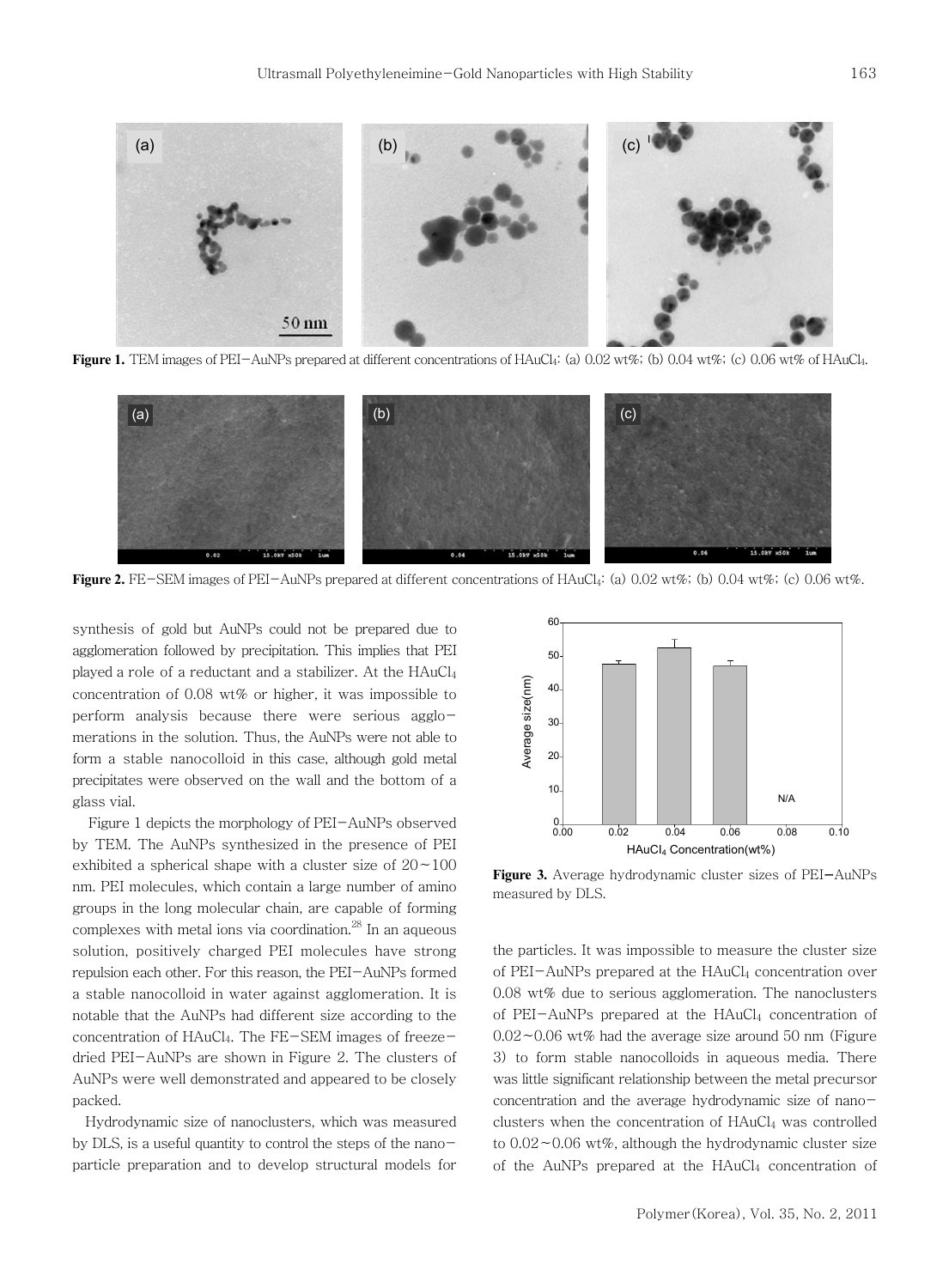Figure 1. TEM images of PEI−AuNPs prepared at different concentrations of $HAuCl_4$: (a) 0.02 wt%; (b) 0.04 wt%; (c) 0.06 wt% of $HAuCl_4$.

Figure 2. FE−SEM images of PEI−AuNPs prepared at different concentrations of $HAuCl_4$: (a) 0.02 wt%; (b) 0.04 wt%; (c) 0.06 wt%.

synthesis of gold but AuNPs could not be prepared due to agglomeration followed by precipitation. This implies that PEI played a role of a reductant and a stabilizer. At the $HAuCl_4$ concentration of 0.08 wt% or higher, it was impossible to perform analysis because there were serious agglomerations in the solution. Thus, the AuNPs were not able to form a stable nanocolloid in this case, although gold metal precipitates were observed on the wall and the bottom of a glass vial.

Figure 1 depicts the morphology of PEI−AuNPs observed by TEM. The AuNPs synthesized in the presence of PEI exhibited a spherical shape with a cluster size of 20∼100 nm. PEI molecules, which contain a large number of amino groups in the long molecular chain, are capable of forming complexes with metal ions via coordination.[28] In an aqueous solution, positively charged PEI molecules have strong repulsion each other. For this reason, the PEI−AuNPs formed a stable nanocolloid in water against agglomeration. It is notable that the AuNPs had different size according to the concentration of $HAuCl_4$. The FE−SEM images of freeze-dried PEI−AuNPs are shown in Figure 2. The clusters of AuNPs were well demonstrated and appeared to be closely packed.

Hydrodynamic size of nanoclusters, which was measured by DLS, is a useful quantity to control the steps of the nanoparticle preparation and to develop structural models for the particles. It was impossible to measure the cluster size of PEI−AuNPs prepared at the $HAuCl_4$ concentration over 0.08 wt% due to serious agglomeration. The nanoclusters of PEI−AuNPs prepared at the $HAuCl_4$ concentration of 0.02∼0.06 wt% had the average size around 50 nm (Figure 3) to form stable nanocolloids in aqueous media. There was little significant relationship between the metal precursor concentration and the average hydrodynamic size of nanoclusters when the concentration of $HAuCl_4$ was controlled to 0.02∼0.06 wt%, although the hydrodynamic cluster size of the AuNPs prepared at the $HAuCl_4$ concentration of

Figure 3. Average hydrodynamic cluster sizes of PEI−AuNPs measured by DLS.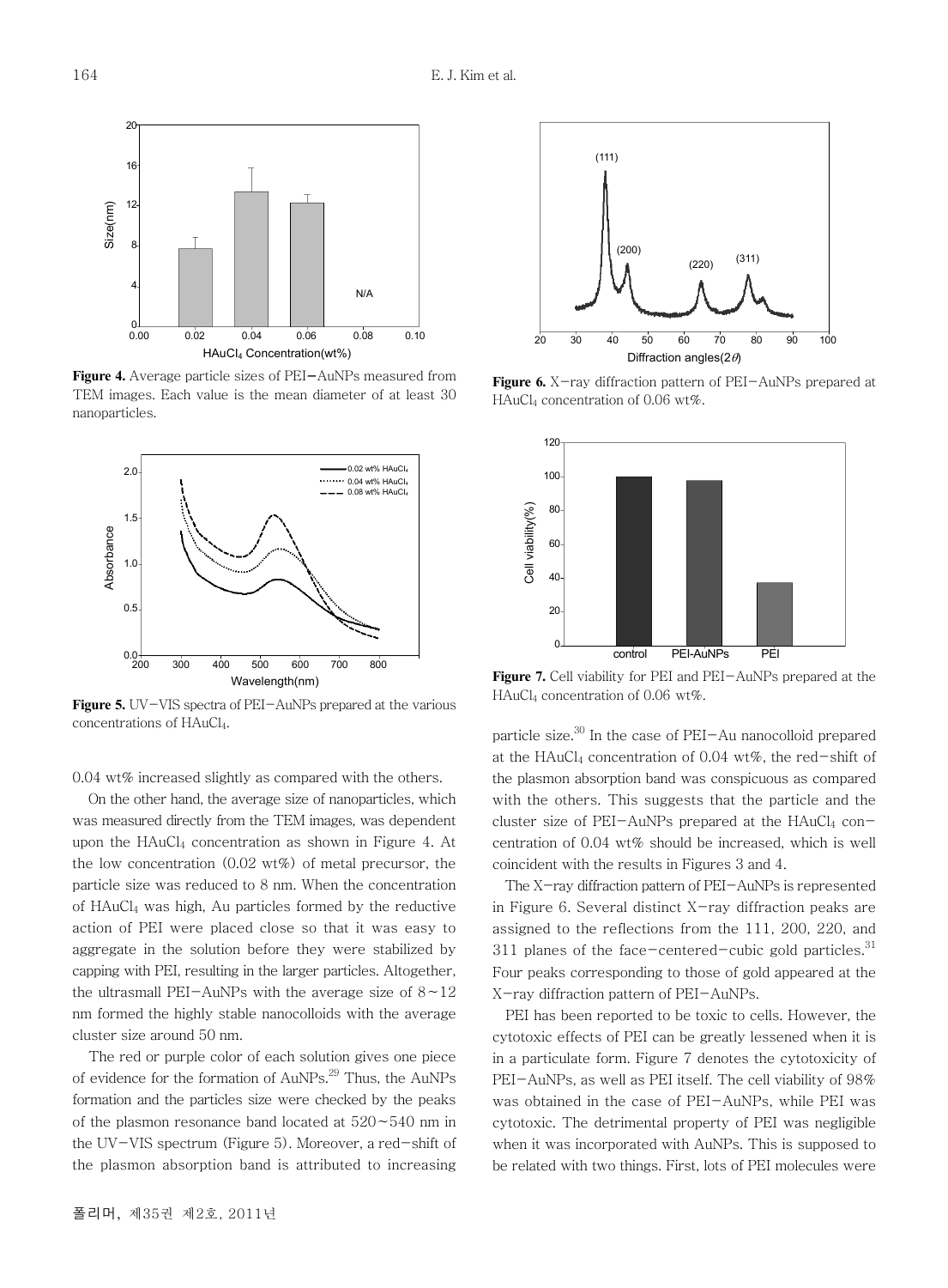**Figure 4.** Average particle sizes of PEI–AuNPs measured from TEM images. Each value is the mean diameter of at least 30 nanoparticles.

**Figure 5.** UV–VIS spectra of PEI–AuNPs prepared at the various concentrations of $HAuCl_4$.

0.04 wt% increased slightly as compared with the others.

On the other hand, the average size of nanoparticles, which was measured directly from the TEM images, was dependent upon the $HAuCl_4$ concentration as shown in Figure 4. At the low concentration (0.02 wt%) of metal precursor, the particle size was reduced to 8 nm. When the concentration of $HAuCl_4$ was high, Au particles formed by the reductive action of PEI were placed close so that it was easy to aggregate in the solution before they were stabilized by capping with PEI, resulting in the larger particles. Altogether, the ultrasmall PEI–AuNPs with the average size of 8~12 nm formed the highly stable nanocolloids with the average cluster size around 50 nm.

The red or purple color of each solution gives one piece of evidence for the formation of AuNPs.[29] Thus, the AuNPs formation and the particles size were checked by the peaks of the plasmon resonance band located at 520~540 nm in the UV–VIS spectrum (Figure 5). Moreover, a red–shift of the plasmon absorption band is attributed to increasing particle size.[30] In the case of PEI–Au nanocolloid prepared at the $HAuCl_4$ concentration of 0.04 wt%, the red–shift of the plasmon absorption band was conspicuous as compared with the others. This suggests that the particle and the cluster size of PEI–AuNPs prepared at the $HAuCl_4$ concentration of 0.04 wt% should be increased, which is well coincident with the results in Figures 3 and 4.

**Figure 6.** X–ray diffraction pattern of PEI–AuNPs prepared at $HAuCl_4$ concentration of 0.06 wt%.

**Figure 7.** Cell viability for PEI and PEI–AuNPs prepared at the $HAuCl_4$ concentration of 0.06 wt%.

The X–ray diffraction pattern of PEI–AuNPs is represented in Figure 6. Several distinct X–ray diffraction peaks are assigned to the reflections from the 111, 200, 220, and 311 planes of the face–centered–cubic gold particles.[31] Four peaks corresponding to those of gold appeared at the X–ray diffraction pattern of PEI–AuNPs.

PEI has been reported to be toxic to cells. However, the cytotoxic effects of PEI can be greatly lessened when it is in a particulate form. Figure 7 denotes the cytotoxicity of PEI–AuNPs, as well as PEI itself. The cell viability of 98% was obtained in the case of PEI–AuNPs, while PEI was cytotoxic. The detrimental property of PEI was negligible when it was incorporated with AuNPs. This is supposed to be related with two things. First, lots of PEI molecules were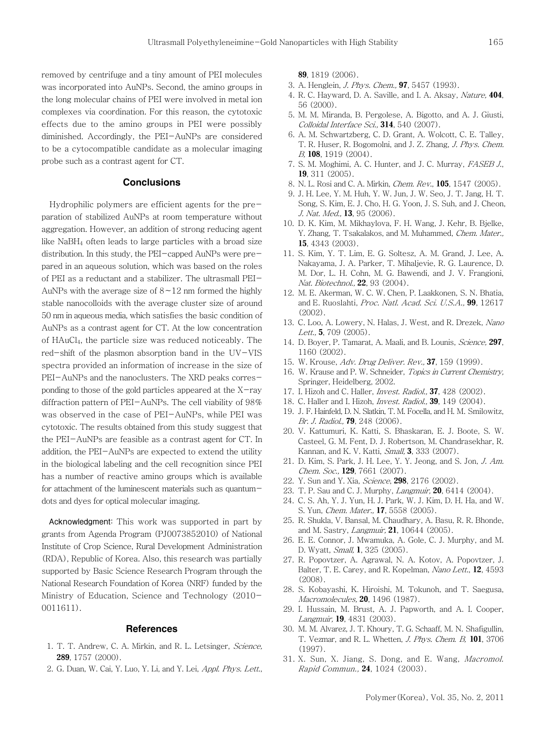removed by centrifuge and a tiny amount of PEI molecules was incorporated into AuNPs. Second, the amino groups in the long molecular chains of PEI were involved in metal ion complexes via coordination. For this reason, the cytotoxic effects due to the amino groups in PEI were possibly diminished. Accordingly, the PEI−AuNPs are considered to be a cytocompatible candidate as a molecular imaging probe such as a contrast agent for CT.

## Conclusions

Hydrophilic polymers are efficient agents for the preparation of stabilized AuNPs at room temperature without aggregation. However, an addition of strong reducing agent like $NaBH_4$ often leads to large particles with a broad size distribution. In this study, the PEI−capped AuNPs were prepared in an aqueous solution, which was based on the roles of PEI as a reductant and a stabilizer. The ultrasmall PEI−AuNPs with the average size of 8∼12 nm formed the highly stable nanocolloids with the average cluster size of around 50 nm in aqueous media, which satisfies the basic condition of AuNPs as a contrast agent for CT. At the low concentration of $HAuCl_4$, the particle size was reduced noticeably. The red−shift of the plasmon absorption band in the UV−VIS spectra provided an information of increase in the size of PEI−AuNPs and the nanoclusters. The XRD peaks corresponding to those of the gold particles appeared at the X−ray diffraction pattern of PEI−AuNPs. The cell viability of 98% was observed in the case of PEI−AuNPs, while PEI was cytotoxic. The results obtained from this study suggest that the PEI−AuNPs are feasible as a contrast agent for CT. In addition, the PEI−AuNPs are expected to extend the utility in the biological labeling and the cell recognition since PEI has a number of reactive amino groups which is available for attachment of the luminescent materials such as quantum−dots and dyes for optical molecular imaging.

**Acknowledgment:** This work was supported in part by grants from Agenda Program (PJ0073852010) of National Institute of Crop Science, Rural Development Administration (RDA), Republic of Korea. Also, this research was partially supported by Basic Science Research Program through the National Research Foundation of Korea (NRF) funded by the Ministry of Education, Science and Technology (2010−0011611).

## References

1. T. T. Andrew, C. A. Mirkin, and R. L. Letsinger, *Science,* **289**, 1757 (2000).
2. G. Duan, W. Cai, Y. Luo, Y. Li, and Y. Lei, *Appl. Phys. Lett.*, **89**, 1819 (2006).
3. A. Henglein, *J. Phys. Chem.,* **97**, 5457 (1993).
4. R. C. Hayward, D. A. Saville, and I. A. Aksay, *Nature,* **404**, 56 (2000).
5. M. M. Miranda, B. Pergolese, A. Bigotto, and A. J. Giusti, *Colloidal Interface Sci.,* **314**, 540 (2007).
6. A. M. Schwartzberg, C. D. Grant, A. Wolcott, C. E. Talley, T. R. Huser, R. Bogomolni, and J. Z. Zhang, *J. Phys. Chem. B,* **108**, 1919 (2004).
7. S. M. Moghimi, A. C. Hunter, and J. C. Murray, *FASEB J.*, **19**, 311 (2005).
8. N. L. Rosi and C. A. Mirkin, *Chem. Rev.*, **105**, 1547 (2005).
9. J. H. Lee, Y. M. Huh, Y. W. Jun, J. W. Seo, J. T. Jang, H. T. Song, S. Kim, E. J. Cho, H. G. Yoon, J. S. Suh, and J. Cheon, *J. Nat. Med.,* **13**, 95 (2006).
10. D. K. Kim, M. Mikhaylova, F. H. Wang, J. Kehr, B. Bjelke, Y. Zhang, T. Tsakalakos, and M. Muhammed, *Chem. Mater.,* **15**, 4343 (2003).
11. S. Kim, Y. T. Lim, E. G. Soltesz, A. M. Grand, J. Lee, A. Nakayama, J. A. Parker, T. Mihaljevie, R. G. Laurence, D. M. Dor, L. H. Cohn, M. G. Bawendi, and J. V. Frangioni, *Nat. Biotechnol.,* **22**, 93 (2004).
12. M. E. Akerman, W. C. W. Chen, P. Laakkonen, S. N. Bhatia, and E. Ruoslahti, *Proc. Natl. Acad. Sci. U.S.A.,* **99**, 12617 (2002).
13. C. Loo, A. Lowery, N. Halas, J. West, and R. Drezek, *Nano Lett.,* **5**, 709 (2005).
14. D. Boyer, P. Tamarat, A. Maali, and B. Lounis, *Science,* **297**, 1160 (2002).
15. W. Krouse, *Adv. Drug Deliver. Rev.,* **37**, 159 (1999).
16. W. Krause and P. W. Schneider, *Topics in Current Chemistry,* Springer, Heidelberg, 2002.
17. I. Hizoh and C. Haller, *Invest. Radiol.,* **37**, 428 (2002).
18. C. Haller and I. Hizoh, *Invest. Radiol.,* **39**, 149 (2004).
19. J. F. Hainfeld, D. N. Slatkin, T. M. Focella, and H. M. Smilowitz, *Br. J. Radiol.,* **79**, 248 (2006).
20. V. Kattumuri, K. Katti, S. Bhaskaran, E. J. Boote, S. W. Casteel, G. M. Fent, D. J. Robertson, M. Chandrasekhar, R. Kannan, and K. V. Katti, *Small,* **3**, 333 (2007).
21. D. Kim, S. Park, J. H. Lee, Y. Y. Jeong, and S. Jon, *J. Am. Chem. Soc.,* **129**, 7661 (2007).
22. Y. Sun and Y. Xia, *Science*, **298**, 2176 (2002).
23. T. P. Sau and C. J. Murphy, *Langmuir,* **20**, 6414 (2004).
24. C. S. Ah, Y. J. Yun, H. J. Park, W. J. Kim, D. H. Ha, and W. S. Yun, *Chem. Mater.,* **17**, 5558 (2005).
25. R. Shukla, V. Bansal, M. Chaudhary, A. Basu, R. R. Bhonde, and M. Sastry, *Langmuir,* **21**, 10644 (2005).
26. E. E. Connor, J. Mwamuka, A. Gole, C. J. Murphy, and M. D. Wyatt, *Small,* **1**, 325 (2005).
27. R. Popovtzer, A. Agrawal, N. A. Kotov, A. Popovtzer, J. Balter, T. E. Carey, and R. Kopelman, *Nano Lett.,* **12**, 4593 (2008).
28. S. Kobayashi, K. Hiroishi, M. Tokunoh, and T. Saegusa, *Macromolecules,* **20**, 1496 (1987).
29. I. Hussain, M. Brust, A. J. Papworth, and A. I. Cooper, *Langmuir,* **19**, 4831 (2003).
30. M. M. Alvarez, J. T. Khoury, T. G. Schaaff, M. N. Shafigullin, T. Vezmar, and R. L. Whetten, *J. Phys. Chem. B,* **101**, 3706 (1997).
31. X. Sun, X. Jiang, S. Dong, and E. Wang, *Macromol. Rapid Commun.,* **24**, 1024 (2003).